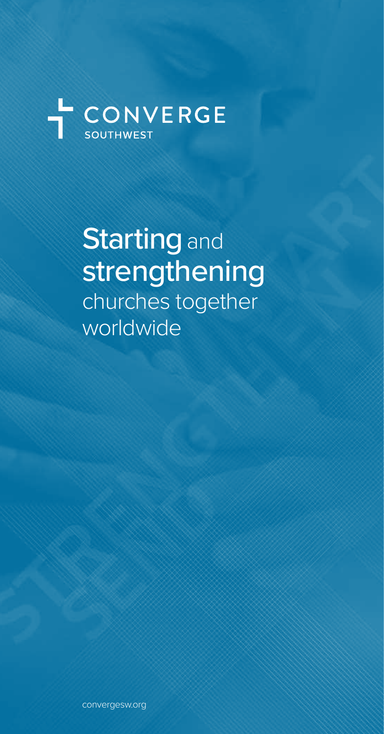CONVERGE
SOUTHWEST

# Starting and strengthening churches together worldwide

convergesw.org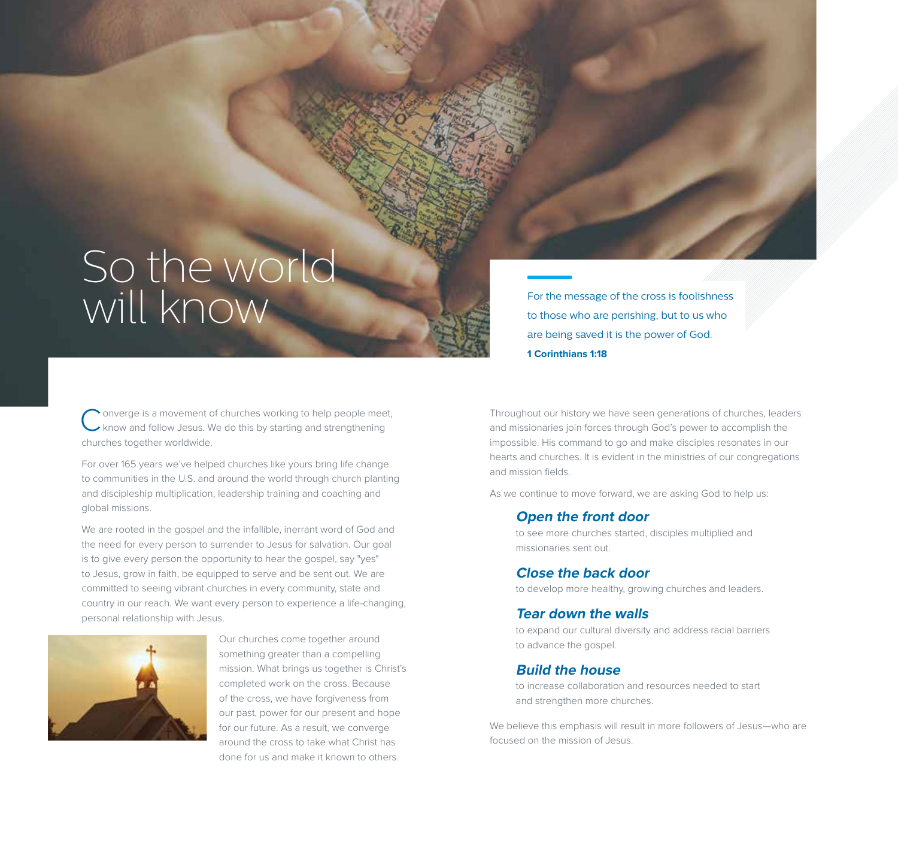# So the world will know

For the message of the cross is foolishness to those who are perishing, but to us who are being saved it is the power of God.
**1 Corinthians 1:18**

Converge is a movement of churches working to help people meet, know and follow Jesus. We do this by starting and strengthening churches together worldwide.

For over 165 years we've helped churches like yours bring life change to communities in the U.S. and around the world through church planting and discipleship multiplication, leadership training and coaching and global missions.

We are rooted in the gospel and the infallible, inerrant word of God and the need for every person to surrender to Jesus for salvation. Our goal is to give every person the opportunity to hear the gospel, say "yes" to Jesus, grow in faith, be equipped to serve and be sent out. We are committed to seeing vibrant churches in every community, state and country in our reach. We want every person to experience a life-changing, personal relationship with Jesus.

Our churches come together around something greater than a compelling mission. What brings us together is Christ's completed work on the cross. Because of the cross, we have forgiveness from our past, power for our present and hope for our future. As a result, we converge around the cross to take what Christ has done for us and make it known to others.

Throughout our history we have seen generations of churches, leaders and missionaries join forces through God's power to accomplish the impossible. His command to go and make disciples resonates in our hearts and churches. It is evident in the ministries of our congregations and mission fields.

As we continue to move forward, we are asking God to help us:

***Open the front door***
to see more churches started, disciples multiplied and missionaries sent out.

***Close the back door***
to develop more healthy, growing churches and leaders.

***Tear down the walls***
to expand our cultural diversity and address racial barriers to advance the gospel.

***Build the house***
to increase collaboration and resources needed to start and strengthen more churches.

We believe this emphasis will result in more followers of Jesus—who are focused on the mission of Jesus.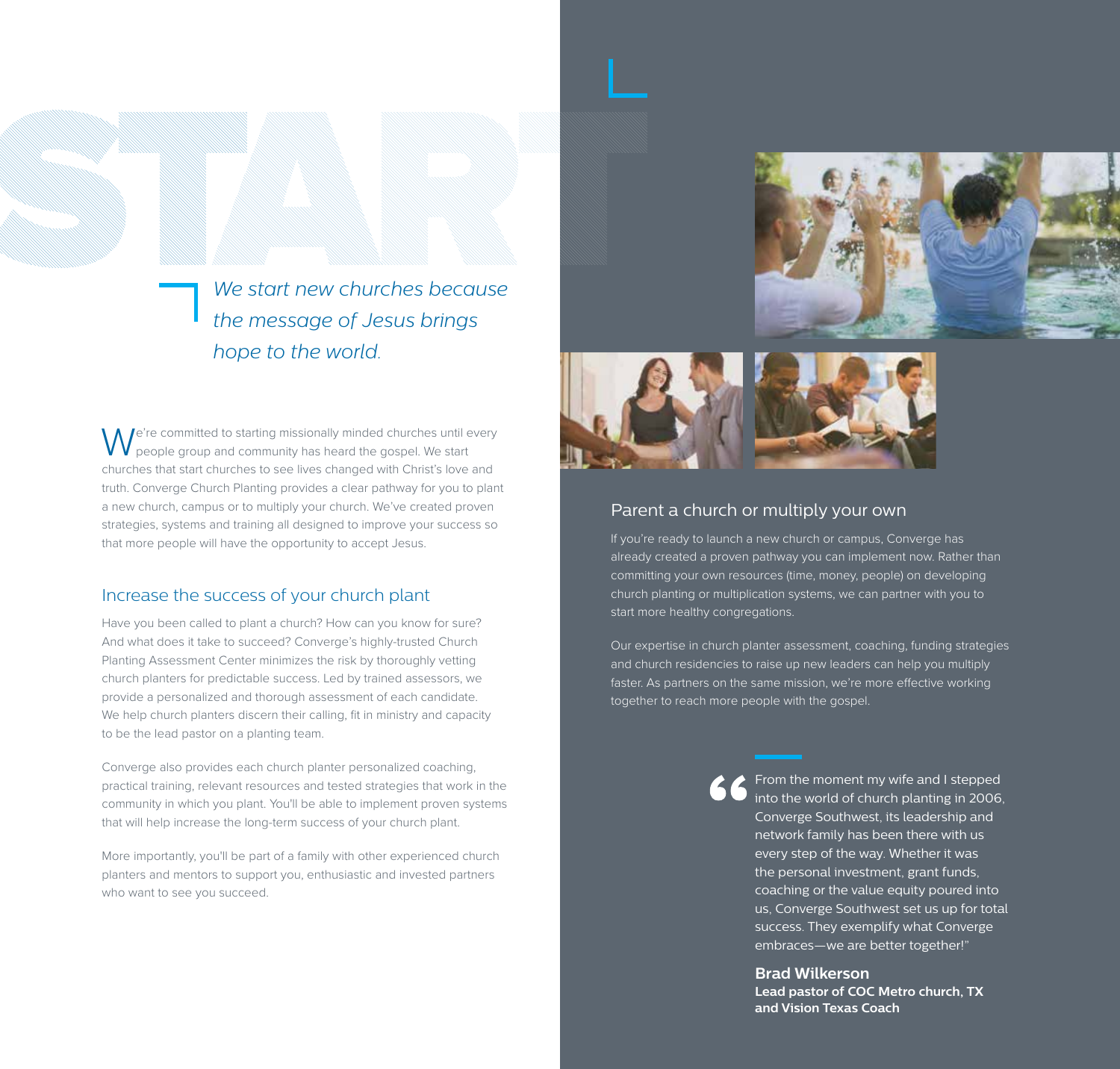# START

*We start new churches because the message of Jesus brings hope to the world.*

We're committed to starting missionally minded churches until every people group and community has heard the gospel. We start churches that start churches to see lives changed with Christ's love and truth. Converge Church Planting provides a clear pathway for you to plant a new church, campus or to multiply your church. We've created proven strategies, systems and training all designed to improve your success so that more people will have the opportunity to accept Jesus.

## Increase the success of your church plant

Have you been called to plant a church? How can you know for sure? And what does it take to succeed? Converge's highly-trusted Church Planting Assessment Center minimizes the risk by thoroughly vetting church planters for predictable success. Led by trained assessors, we provide a personalized and thorough assessment of each candidate. We help church planters discern their calling, fit in ministry and capacity to be the lead pastor on a planting team.

Converge also provides each church planter personalized coaching, practical training, relevant resources and tested strategies that work in the community in which you plant. You'll be able to implement proven systems that will help increase the long-term success of your church plant.

More importantly, you'll be part of a family with other experienced church planters and mentors to support you, enthusiastic and invested partners who want to see you succeed.

## Parent a church or multiply your own

If you're ready to launch a new church or campus, Converge has already created a proven pathway you can implement now. Rather than committing your own resources (time, money, people) on developing church planting or multiplication systems, we can partner with you to start more healthy congregations.

Our expertise in church planter assessment, coaching, funding strategies and church residencies to raise up new leaders can help you multiply faster. As partners on the same mission, we're more effective working together to reach more people with the gospel.

> "From the moment my wife and I stepped into the world of church planting in 2006, Converge Southwest, its leadership and network family has been there with us every step of the way. Whether it was the personal investment, grant funds, coaching or the value equity poured into us, Converge Southwest set us up for total success. They exemplify what Converge embraces—we are better together!"
>
> **Brad Wilkerson**
> **Lead pastor of COC Metro church, TX and Vision Texas Coach**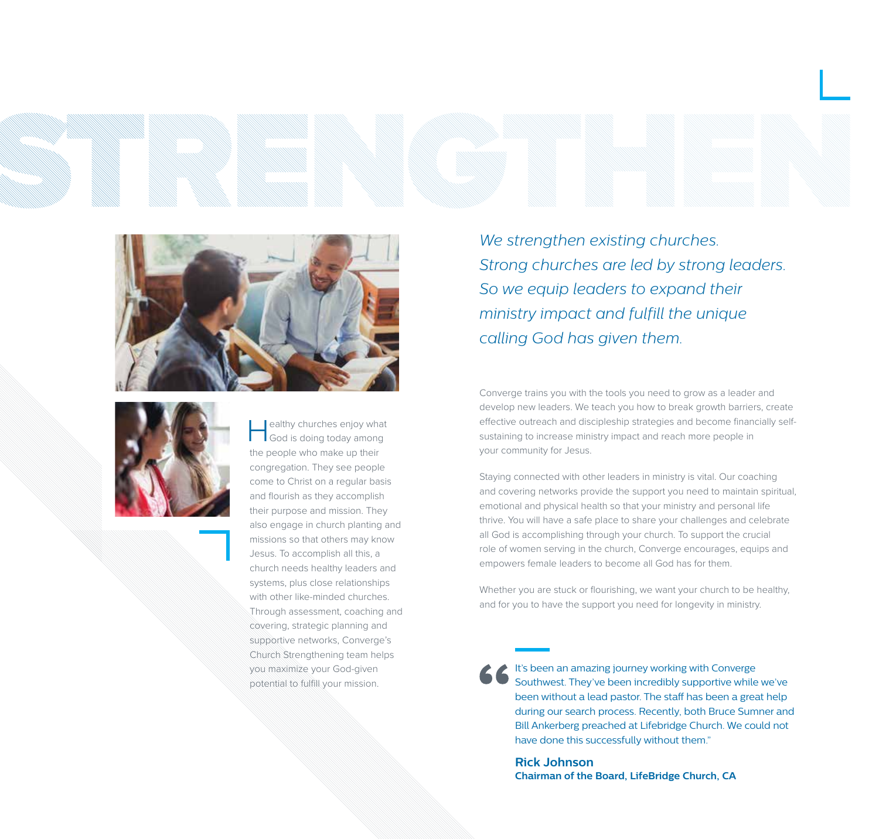# STRENGTHEN

*We strengthen existing churches. Strong churches are led by strong leaders. So we equip leaders to expand their ministry impact and fulfill the unique calling God has given them.*

Healthy churches enjoy what God is doing today among the people who make up their congregation. They see people come to Christ on a regular basis and flourish as they accomplish their purpose and mission. They also engage in church planting and missions so that others may know Jesus. To accomplish all this, a church needs healthy leaders and systems, plus close relationships with other like-minded churches. Through assessment, coaching and covering, strategic planning and supportive networks, Converge's Church Strengthening team helps you maximize your God-given potential to fulfill your mission.

Converge trains you with the tools you need to grow as a leader and develop new leaders. We teach you how to break growth barriers, create effective outreach and discipleship strategies and become financially self-sustaining to increase ministry impact and reach more people in your community for Jesus.

Staying connected with other leaders in ministry is vital. Our coaching and covering networks provide the support you need to maintain spiritual, emotional and physical health so that your ministry and personal life thrive. You will have a safe place to share your challenges and celebrate all God is accomplishing through your church. To support the crucial role of women serving in the church, Converge encourages, equips and empowers female leaders to become all God has for them.

Whether you are stuck or flourishing, we want your church to be healthy, and for you to have the support you need for longevity in ministry.

> "It's been an amazing journey working with Converge Southwest. They've been incredibly supportive while we've been without a lead pastor. The staff has been a great help during our search process. Recently, both Bruce Sumner and Bill Ankerberg preached at Lifebridge Church. We could not have done this successfully without them."
>
> **Rick Johnson**
> **Chairman of the Board, LifeBridge Church, CA**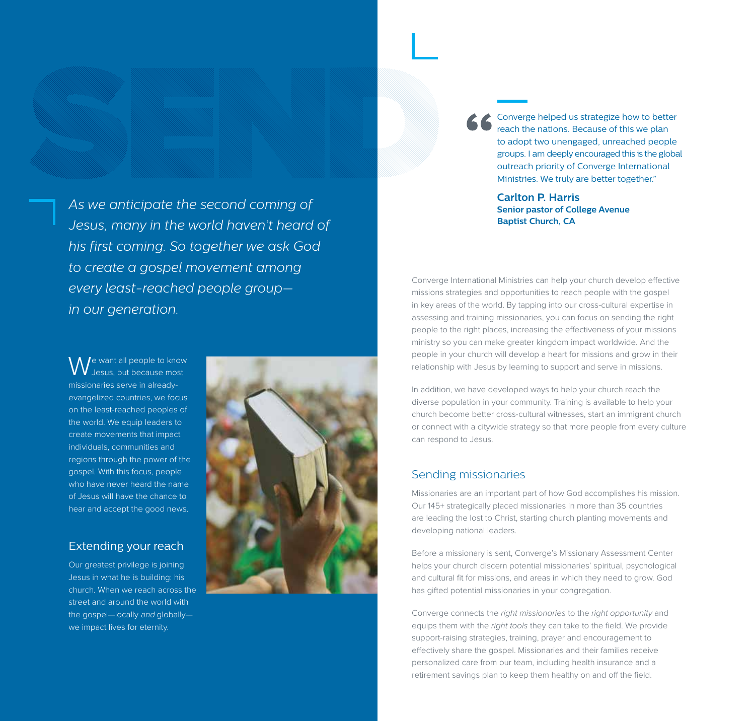# SEND

*As we anticipate the second coming of Jesus, many in the world haven't heard of his first coming. So together we ask God to create a gospel movement among every least-reached people group—in our generation.*

We want all people to know Jesus, but because most missionaries serve in already-evangelized countries, we focus on the least-reached peoples of the world. We equip leaders to create movements that impact individuals, communities and regions through the power of the gospel. With this focus, people who have never heard the name of Jesus will have the chance to hear and accept the good news.

## Extending your reach

Our greatest privilege is joining Jesus in what he is building: his church. When we reach across the street and around the world with the gospel—locally *and* globally—we impact lives for eternity.

> "Converge helped us strategize how to better reach the nations. Because of this we plan to adopt two unengaged, unreached people groups. I am deeply encouraged this is the global outreach priority of Converge International Ministries. We truly are better together."
>
> **Carlton P. Harris**
> **Senior pastor of College Avenue Baptist Church, CA**

Converge International Ministries can help your church develop effective missions strategies and opportunities to reach people with the gospel in key areas of the world. By tapping into our cross-cultural expertise in assessing and training missionaries, you can focus on sending the right people to the right places, increasing the effectiveness of your missions ministry so you can make greater kingdom impact worldwide. And the people in your church will develop a heart for missions and grow in their relationship with Jesus by learning to support and serve in missions.

In addition, we have developed ways to help your church reach the diverse population in your community. Training is available to help your church become better cross-cultural witnesses, start an immigrant church or connect with a citywide strategy so that more people from every culture can respond to Jesus.

## Sending missionaries

Missionaries are an important part of how God accomplishes his mission. Our 145+ strategically placed missionaries in more than 35 countries are leading the lost to Christ, starting church planting movements and developing national leaders.

Before a missionary is sent, Converge's Missionary Assessment Center helps your church discern potential missionaries' spiritual, psychological and cultural fit for missions, and areas in which they need to grow. God has gifted potential missionaries in your congregation.

Converge connects the *right missionaries* to the *right opportunity* and equips them with the *right tools* they can take to the field. We provide support-raising strategies, training, prayer and encouragement to effectively share the gospel. Missionaries and their families receive personalized care from our team, including health insurance and a retirement savings plan to keep them healthy on and off the field.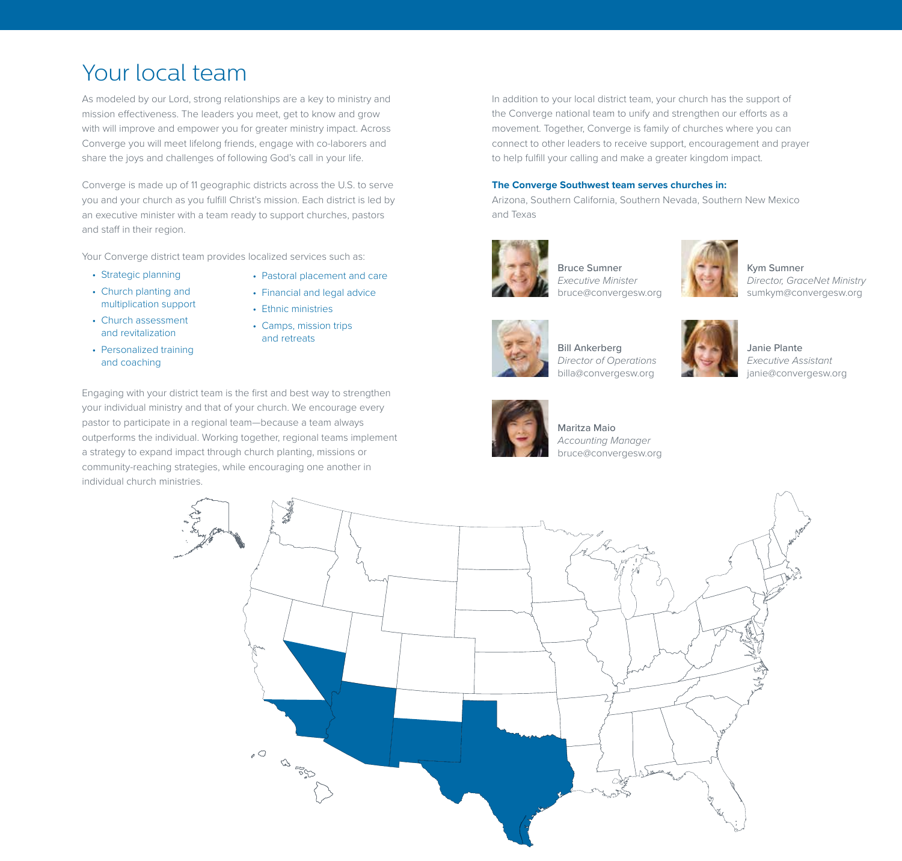# Your local team

As modeled by our Lord, strong relationships are a key to ministry and mission effectiveness. The leaders you meet, get to know and grow with will improve and empower you for greater ministry impact. Across Converge you will meet lifelong friends, engage with co-laborers and share the joys and challenges of following God's call in your life.

Converge is made up of 11 geographic districts across the U.S. to serve you and your church as you fulfill Christ's mission. Each district is led by an executive minister with a team ready to support churches, pastors and staff in their region.

Your Converge district team provides localized services such as:

- Strategic planning
- Church planting and multiplication support
- Church assessment and revitalization
- Personalized training and coaching
- Pastoral placement and care
- Financial and legal advice
- Ethnic ministries
- Camps, mission trips and retreats

Engaging with your district team is the first and best way to strengthen your individual ministry and that of your church. We encourage every pastor to participate in a regional team—because a team always outperforms the individual. Working together, regional teams implement a strategy to expand impact through church planting, missions or community-reaching strategies, while encouraging one another in individual church ministries.

In addition to your local district team, your church has the support of the Converge national team to unify and strengthen our efforts as a movement. Together, Converge is family of churches where you can connect to other leaders to receive support, encouragement and prayer to help fulfill your calling and make a greater kingdom impact.

**The Converge Southwest team serves churches in:**

Arizona, Southern California, Southern Nevada, Southern New Mexico and Texas

Bruce Sumner
*Executive Minister*
bruce@convergesw.org

Kym Sumner
*Director, GraceNet Ministry*
sumkym@convergesw.org

Bill Ankerberg
*Director of Operations*
billa@convergesw.org

Janie Plante
*Executive Assistant*
janie@convergesw.org

Maritza Maio
*Accounting Manager*
bruce@convergesw.org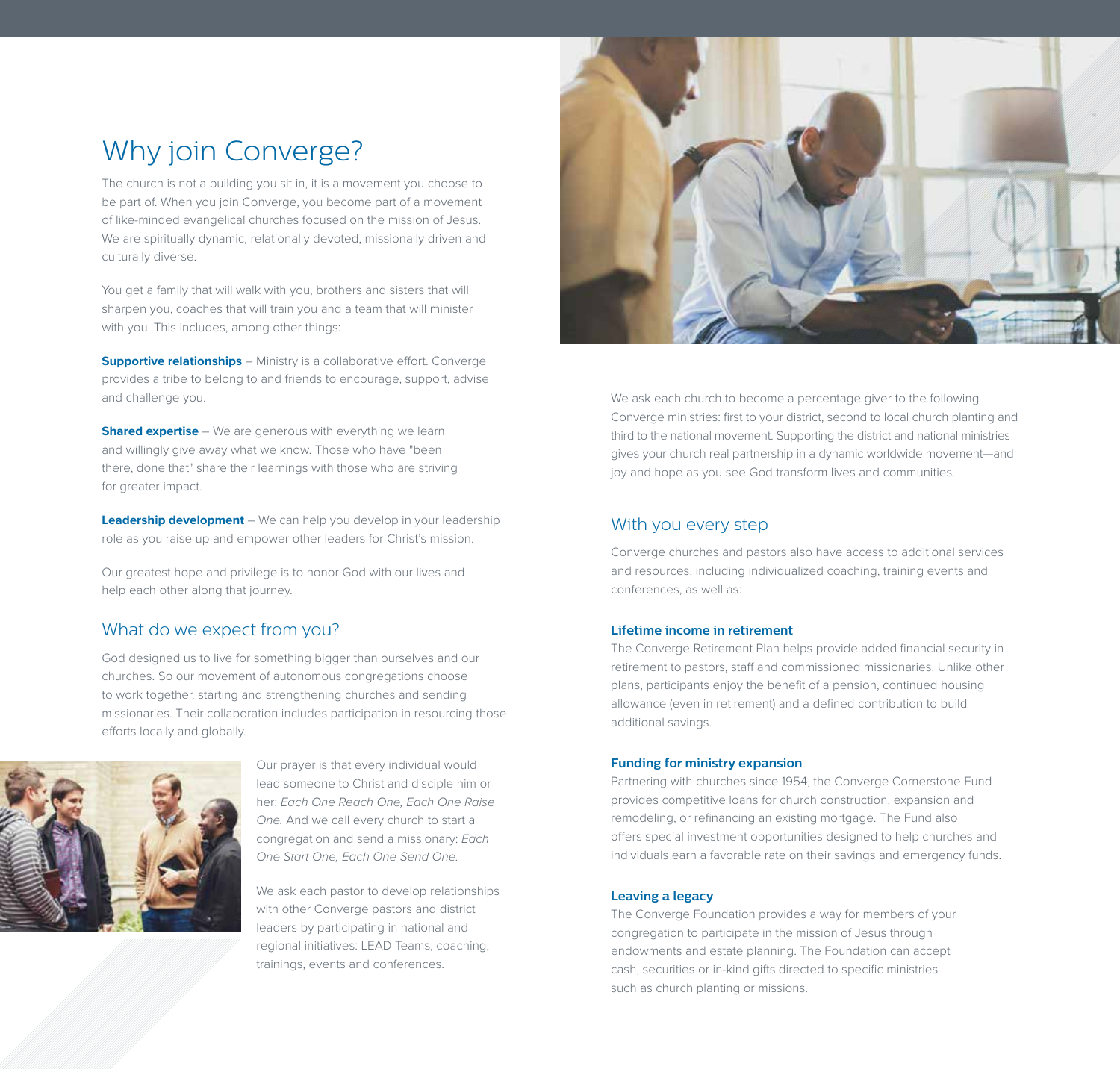# Why join Converge?

The church is not a building you sit in, it is a movement you choose to be part of. When you join Converge, you become part of a movement of like-minded evangelical churches focused on the mission of Jesus. We are spiritually dynamic, relationally devoted, missionally driven and culturally diverse.

You get a family that will walk with you, brothers and sisters that will sharpen you, coaches that will train you and a team that will minister with you. This includes, among other things:

**Supportive relationships** – Ministry is a collaborative effort. Converge provides a tribe to belong to and friends to encourage, support, advise and challenge you.

**Shared expertise** – We are generous with everything we learn and willingly give away what we know. Those who have "been there, done that" share their learnings with those who are striving for greater impact.

**Leadership development** – We can help you develop in your leadership role as you raise up and empower other leaders for Christ's mission.

Our greatest hope and privilege is to honor God with our lives and help each other along that journey.

## What do we expect from you?

God designed us to live for something bigger than ourselves and our churches. So our movement of autonomous congregations choose to work together, starting and strengthening churches and sending missionaries. Their collaboration includes participation in resourcing those efforts locally and globally.

Our prayer is that every individual would lead someone to Christ and disciple him or her: *Each One Reach One, Each One Raise One.* And we call every church to start a congregation and send a missionary: *Each One Start One, Each One Send One.*

We ask each pastor to develop relationships with other Converge pastors and district leaders by participating in national and regional initiatives: LEAD Teams, coaching, trainings, events and conferences.

We ask each church to become a percentage giver to the following Converge ministries: first to your district, second to local church planting and third to the national movement. Supporting the district and national ministries gives your church real partnership in a dynamic worldwide movement—and joy and hope as you see God transform lives and communities.

## With you every step

Converge churches and pastors also have access to additional services and resources, including individualized coaching, training events and conferences, as well as:

### Lifetime income in retirement

The Converge Retirement Plan helps provide added financial security in retirement to pastors, staff and commissioned missionaries. Unlike other plans, participants enjoy the benefit of a pension, continued housing allowance (even in retirement) and a defined contribution to build additional savings.

### Funding for ministry expansion

Partnering with churches since 1954, the Converge Cornerstone Fund provides competitive loans for church construction, expansion and remodeling, or refinancing an existing mortgage. The Fund also offers special investment opportunities designed to help churches and individuals earn a favorable rate on their savings and emergency funds.

### Leaving a legacy

The Converge Foundation provides a way for members of your congregation to participate in the mission of Jesus through endowments and estate planning. The Foundation can accept cash, securities or in-kind gifts directed to specific ministries such as church planting or missions.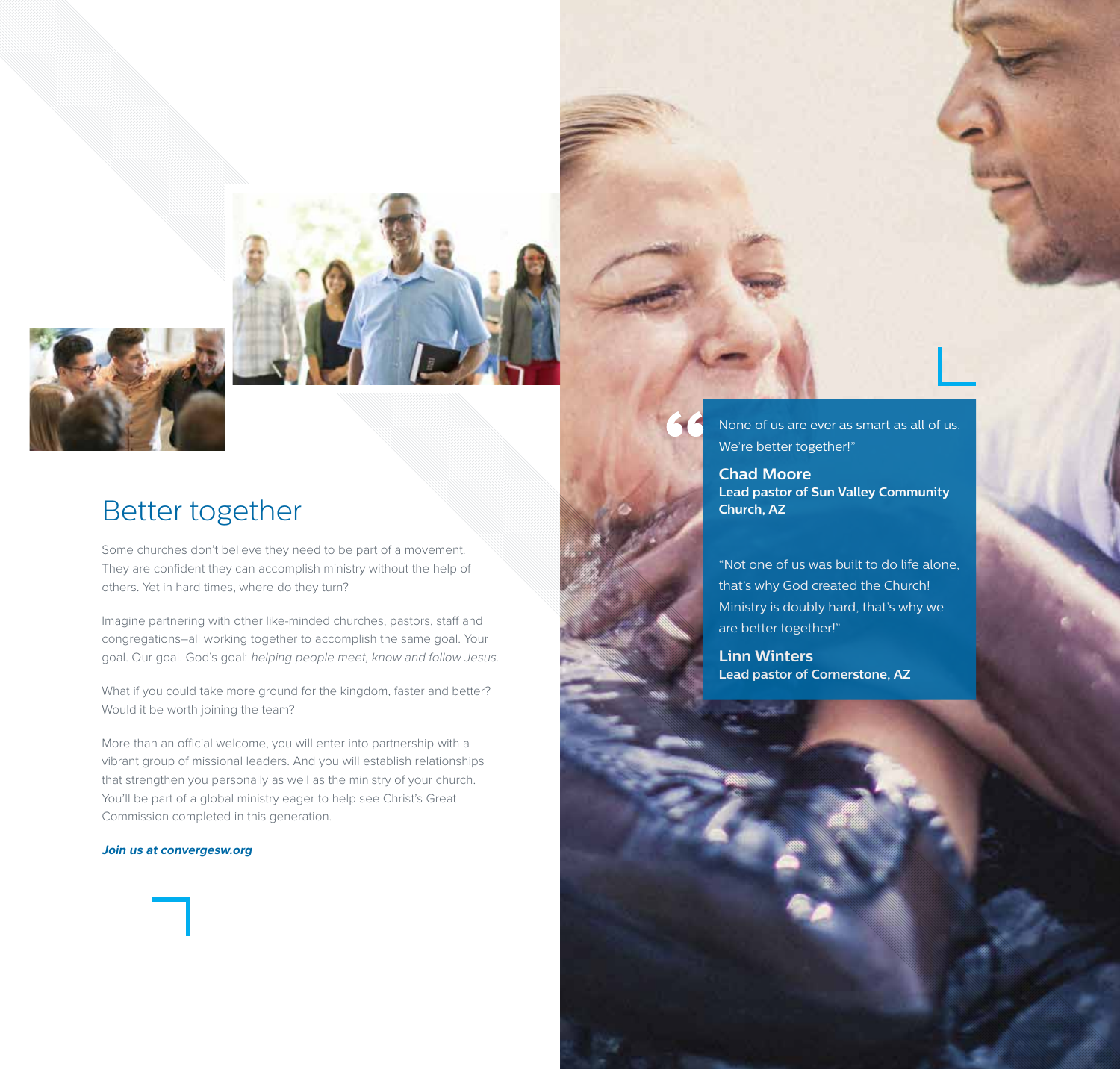## Better together

Some churches don't believe they need to be part of a movement. They are confident they can accomplish ministry without the help of others. Yet in hard times, where do they turn?

Imagine partnering with other like-minded churches, pastors, staff and congregations–all working together to accomplish the same goal. Your goal. Our goal. God's goal: *helping people meet, know and follow Jesus.*

What if you could take more ground for the kingdom, faster and better? Would it be worth joining the team?

More than an official welcome, you will enter into partnership with a vibrant group of missional leaders. And you will establish relationships that strengthen you personally as well as the ministry of your church. You'll be part of a global ministry eager to help see Christ's Great Commission completed in this generation.

***Join us at convergesw.org***

"None of us are ever as smart as all of us. We're better together!"

**Chad Moore**
**Lead pastor of Sun Valley Community Church, AZ**

"Not one of us was built to do life alone, that's why God created the Church! Ministry is doubly hard, that's why we are better together!"

**Linn Winters**
**Lead pastor of Cornerstone, AZ**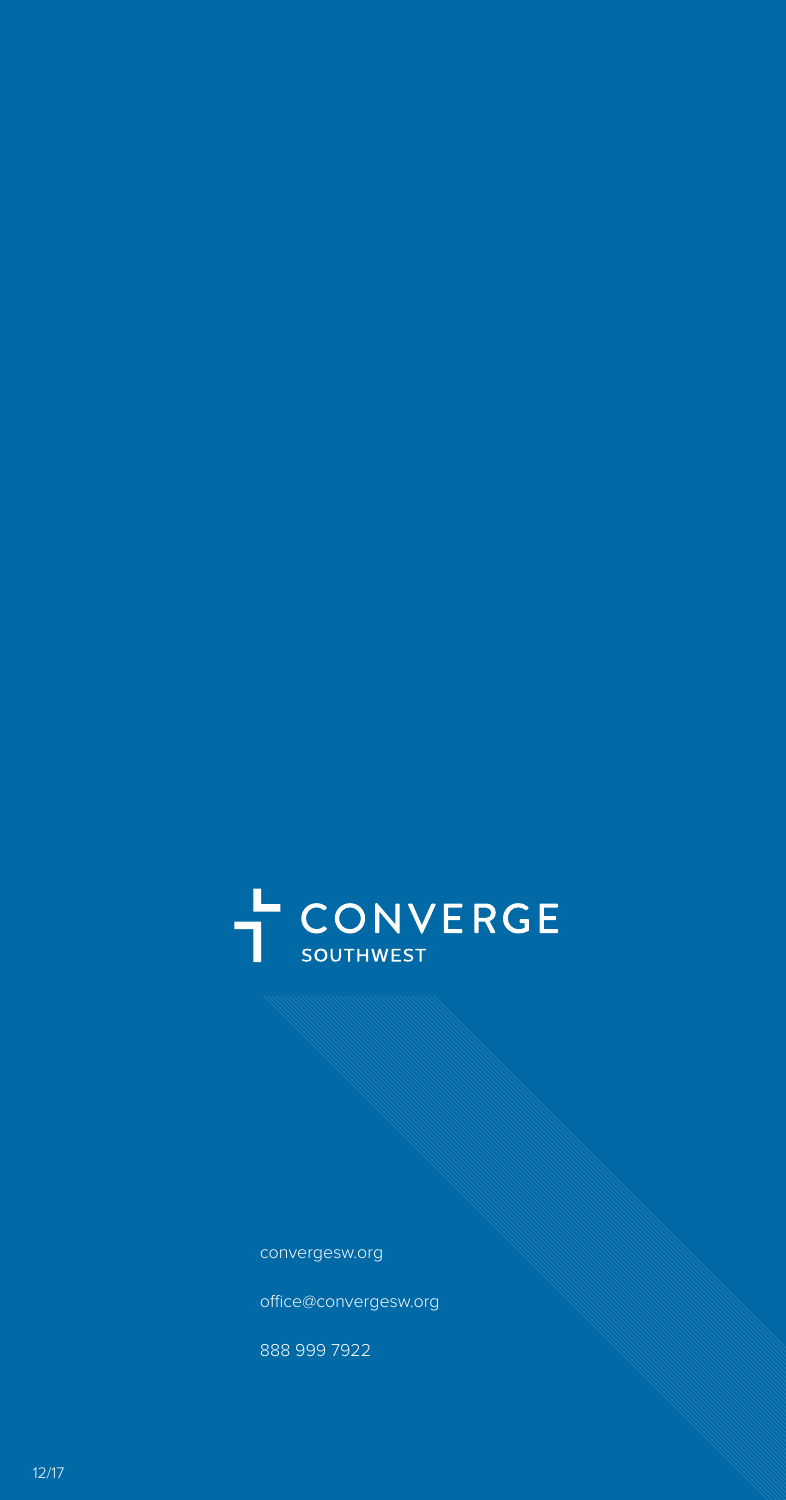CONVERGE

SOUTHWEST

convergesw.org

office@convergesw.org

888 999 7922

12/17